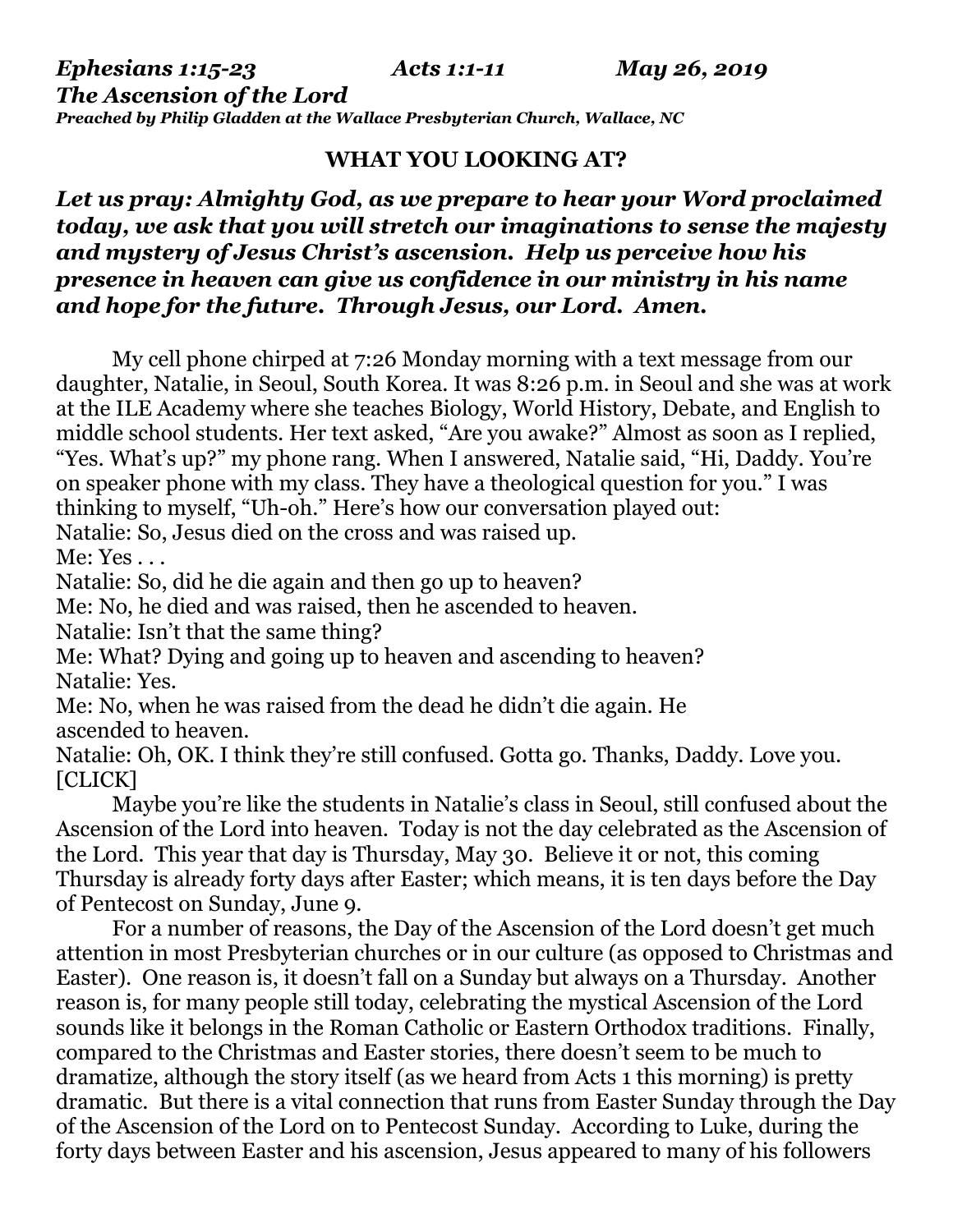***Ephesians 1:15-23 Acts 1:1-11 May 26, 2019***
***The Ascension of the Lord***
***Preached by Philip Gladden at the Wallace Presbyterian Church, Wallace, NC***

## WHAT YOU LOOKING AT?

***Let us pray: Almighty God, as we prepare to hear your Word proclaimed today, we ask that you will stretch our imaginations to sense the majesty and mystery of Jesus Christ's ascension. Help us perceive how his presence in heaven can give us confidence in our ministry in his name and hope for the future. Through Jesus, our Lord. Amen.***

My cell phone chirped at 7:26 Monday morning with a text message from our daughter, Natalie, in Seoul, South Korea. It was 8:26 p.m. in Seoul and she was at work at the ILE Academy where she teaches Biology, World History, Debate, and English to middle school students. Her text asked, "Are you awake?" Almost as soon as I replied, "Yes. What's up?" my phone rang. When I answered, Natalie said, "Hi, Daddy. You're on speaker phone with my class. They have a theological question for you." I was thinking to myself, "Uh-oh." Here's how our conversation played out:

Natalie: So, Jesus died on the cross and was raised up.
Me: Yes . . .
Natalie: So, did he die again and then go up to heaven?
Me: No, he died and was raised, then he ascended to heaven.
Natalie: Isn't that the same thing?
Me: What? Dying and going up to heaven and ascending to heaven?
Natalie: Yes.
Me: No, when he was raised from the dead he didn't die again. He ascended to heaven.
Natalie: Oh, OK. I think they're still confused. Gotta go. Thanks, Daddy. Love you. [CLICK]

Maybe you're like the students in Natalie's class in Seoul, still confused about the Ascension of the Lord into heaven. Today is not the day celebrated as the Ascension of the Lord. This year that day is Thursday, May 30. Believe it or not, this coming Thursday is already forty days after Easter; which means, it is ten days before the Day of Pentecost on Sunday, June 9.

For a number of reasons, the Day of the Ascension of the Lord doesn't get much attention in most Presbyterian churches or in our culture (as opposed to Christmas and Easter). One reason is, it doesn't fall on a Sunday but always on a Thursday. Another reason is, for many people still today, celebrating the mystical Ascension of the Lord sounds like it belongs in the Roman Catholic or Eastern Orthodox traditions. Finally, compared to the Christmas and Easter stories, there doesn't seem to be much to dramatize, although the story itself (as we heard from Acts 1 this morning) is pretty dramatic. But there is a vital connection that runs from Easter Sunday through the Day of the Ascension of the Lord on to Pentecost Sunday. According to Luke, during the forty days between Easter and his ascension, Jesus appeared to many of his followers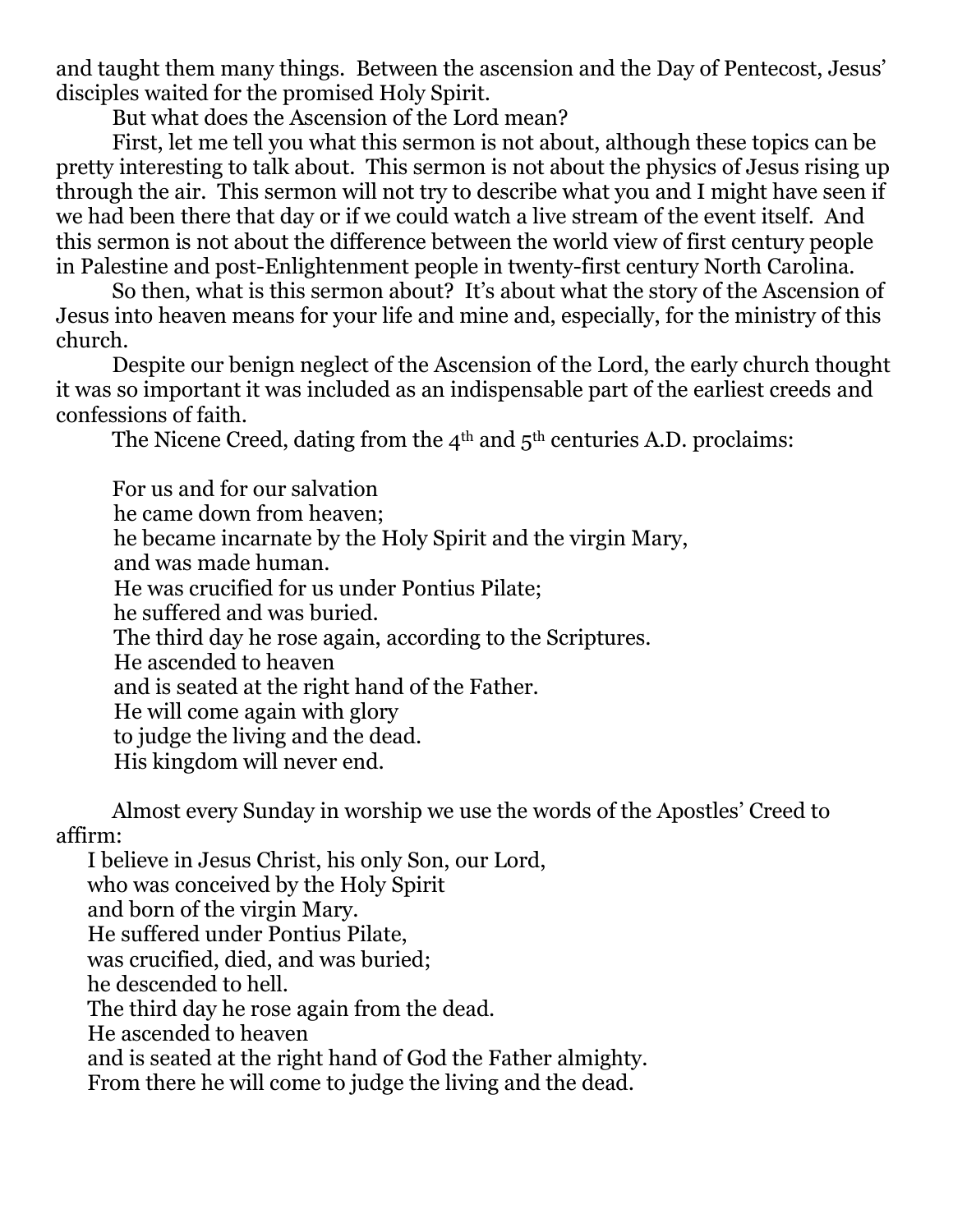and taught them many things. Between the ascension and the Day of Pentecost, Jesus' disciples waited for the promised Holy Spirit.

But what does the Ascension of the Lord mean?

First, let me tell you what this sermon is not about, although these topics can be pretty interesting to talk about. This sermon is not about the physics of Jesus rising up through the air. This sermon will not try to describe what you and I might have seen if we had been there that day or if we could watch a live stream of the event itself. And this sermon is not about the difference between the world view of first century people in Palestine and post-Enlightenment people in twenty-first century North Carolina.

So then, what is this sermon about? It's about what the story of the Ascension of Jesus into heaven means for your life and mine and, especially, for the ministry of this church.

Despite our benign neglect of the Ascension of the Lord, the early church thought it was so important it was included as an indispensable part of the earliest creeds and confessions of faith.

The Nicene Creed, dating from the 4th and 5th centuries A.D. proclaims:

> For us and for our salvation
> he came down from heaven;
> he became incarnate by the Holy Spirit and the virgin Mary,
> and was made human.
> He was crucified for us under Pontius Pilate;
> he suffered and was buried.
> The third day he rose again, according to the Scriptures.
> He ascended to heaven
> and is seated at the right hand of the Father.
> He will come again with glory
> to judge the living and the dead.
> His kingdom will never end.

Almost every Sunday in worship we use the words of the Apostles' Creed to affirm:

> I believe in Jesus Christ, his only Son, our Lord,
> who was conceived by the Holy Spirit
> and born of the virgin Mary.
> He suffered under Pontius Pilate,
> was crucified, died, and was buried;
> he descended to hell.
> The third day he rose again from the dead.
> He ascended to heaven
> and is seated at the right hand of God the Father almighty.
> From there he will come to judge the living and the dead.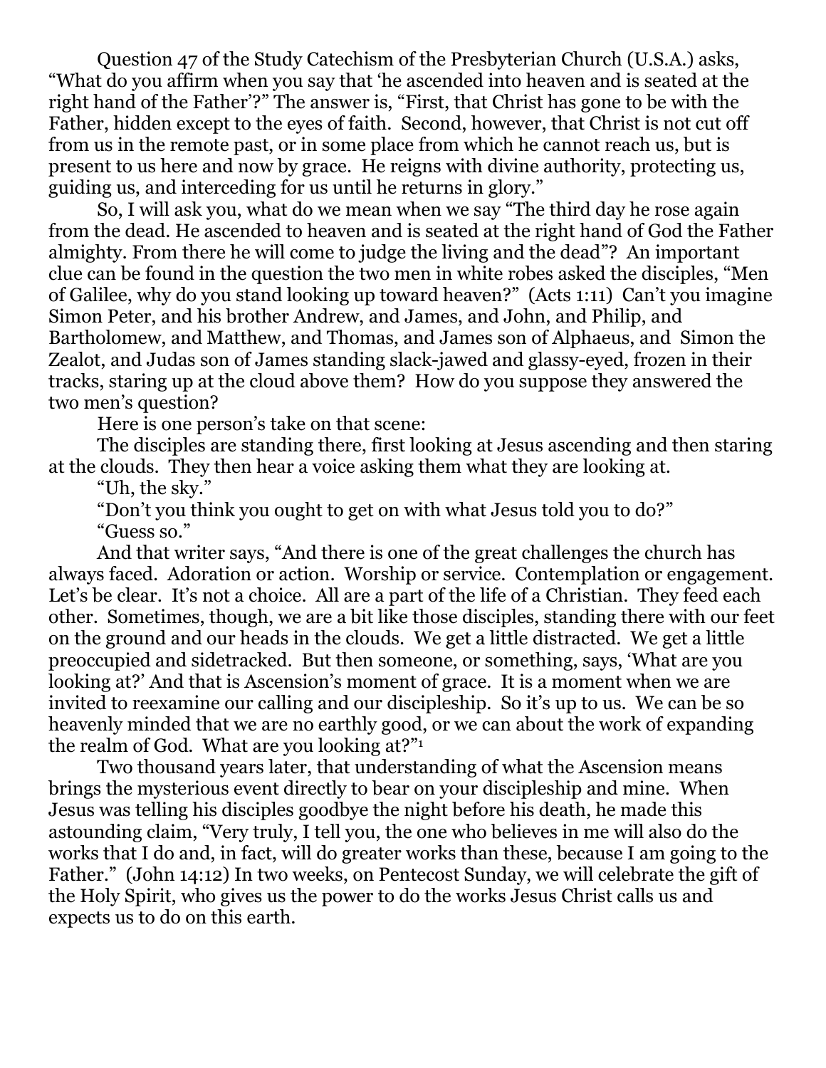Question 47 of the Study Catechism of the Presbyterian Church (U.S.A.) asks, "What do you affirm when you say that 'he ascended into heaven and is seated at the right hand of the Father'?" The answer is, "First, that Christ has gone to be with the Father, hidden except to the eyes of faith. Second, however, that Christ is not cut off from us in the remote past, or in some place from which he cannot reach us, but is present to us here and now by grace. He reigns with divine authority, protecting us, guiding us, and interceding for us until he returns in glory."

So, I will ask you, what do we mean when we say "The third day he rose again from the dead. He ascended to heaven and is seated at the right hand of God the Father almighty. From there he will come to judge the living and the dead"? An important clue can be found in the question the two men in white robes asked the disciples, "Men of Galilee, why do you stand looking up toward heaven?" (Acts 1:11) Can't you imagine Simon Peter, and his brother Andrew, and James, and John, and Philip, and Bartholomew, and Matthew, and Thomas, and James son of Alphaeus, and Simon the Zealot, and Judas son of James standing slack-jawed and glassy-eyed, frozen in their tracks, staring up at the cloud above them? How do you suppose they answered the two men's question?

Here is one person's take on that scene:

The disciples are standing there, first looking at Jesus ascending and then staring at the clouds. They then hear a voice asking them what they are looking at.

"Uh, the sky."

"Don't you think you ought to get on with what Jesus told you to do?"

"Guess so."

And that writer says, "And there is one of the great challenges the church has always faced. Adoration or action. Worship or service. Contemplation or engagement. Let's be clear. It's not a choice. All are a part of the life of a Christian. They feed each other. Sometimes, though, we are a bit like those disciples, standing there with our feet on the ground and our heads in the clouds. We get a little distracted. We get a little preoccupied and sidetracked. But then someone, or something, says, 'What are you looking at?' And that is Ascension's moment of grace. It is a moment when we are invited to reexamine our calling and our discipleship. So it's up to us. We can be so heavenly minded that we are no earthly good, or we can about the work of expanding the realm of God. What are you looking at?"[1]

Two thousand years later, that understanding of what the Ascension means brings the mysterious event directly to bear on your discipleship and mine. When Jesus was telling his disciples goodbye the night before his death, he made this astounding claim, "Very truly, I tell you, the one who believes in me will also do the works that I do and, in fact, will do greater works than these, because I am going to the Father." (John 14:12) In two weeks, on Pentecost Sunday, we will celebrate the gift of the Holy Spirit, who gives us the power to do the works Jesus Christ calls us and expects us to do on this earth.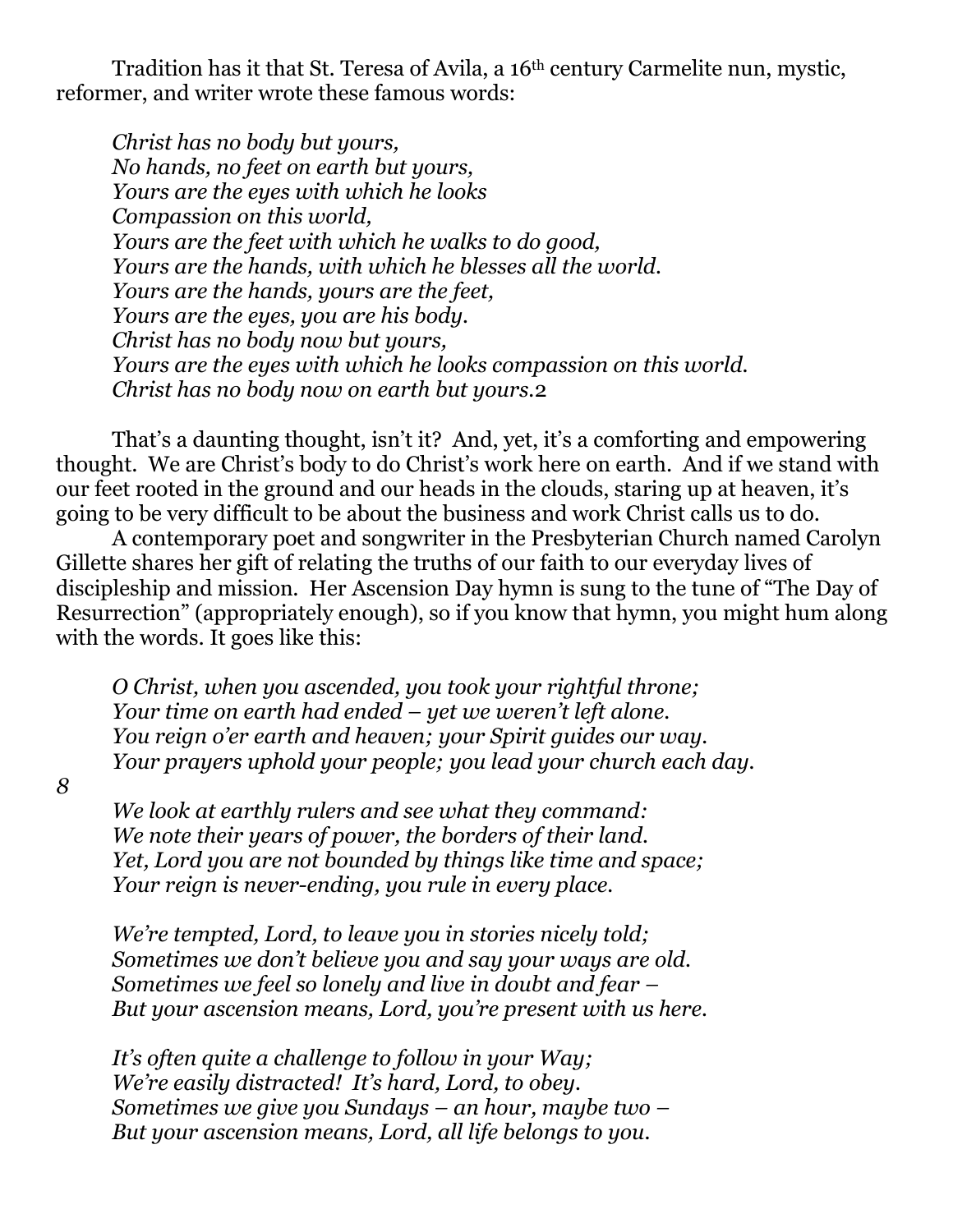Tradition has it that St. Teresa of Avila, a 16th century Carmelite nun, mystic, reformer, and writer wrote these famous words:

*Christ has no body but yours,*
*No hands, no feet on earth but yours,*
*Yours are the eyes with which he looks*
*Compassion on this world,*
*Yours are the feet with which he walks to do good,*
*Yours are the hands, with which he blesses all the world.*
*Yours are the hands, yours are the feet,*
*Yours are the eyes, you are his body.*
*Christ has no body now but yours,*
*Yours are the eyes with which he looks compassion on this world.*
*Christ has no body now on earth but yours.*[2]

That's a daunting thought, isn't it? And, yet, it's a comforting and empowering thought. We are Christ's body to do Christ's work here on earth. And if we stand with our feet rooted in the ground and our heads in the clouds, staring up at heaven, it's going to be very difficult to be about the business and work Christ calls us to do.

A contemporary poet and songwriter in the Presbyterian Church named Carolyn Gillette shares her gift of relating the truths of our faith to our everyday lives of discipleship and mission. Her Ascension Day hymn is sung to the tune of "The Day of Resurrection" (appropriately enough), so if you know that hymn, you might hum along with the words. It goes like this:

*O Christ, when you ascended, you took your rightful throne;*
*Your time on earth had ended – yet we weren't left alone.*
*You reign o'er earth and heaven; your Spirit guides our way.*
*Your prayers uphold your people; you lead your church each day.*

*We look at earthly rulers and see what they command:*
*We note their years of power, the borders of their land.*
*Yet, Lord you are not bounded by things like time and space;*
*Your reign is never-ending, you rule in every place.*

*We're tempted, Lord, to leave you in stories nicely told;*
*Sometimes we don't believe you and say your ways are old.*
*Sometimes we feel so lonely and live in doubt and fear –*
*But your ascension means, Lord, you're present with us here.*

*It's often quite a challenge to follow in your Way;*
*We're easily distracted! It's hard, Lord, to obey.*
*Sometimes we give you Sundays – an hour, maybe two –*
*But your ascension means, Lord, all life belongs to you.*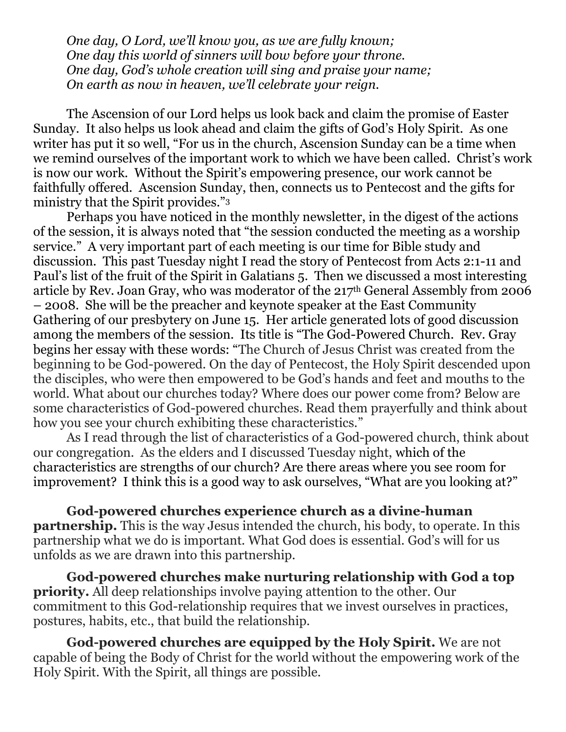*One day, O Lord, we'll know you, as we are fully known;*
*One day this world of sinners will bow before your throne.*
*One day, God's whole creation will sing and praise your name;*
*On earth as now in heaven, we'll celebrate your reign.*

The Ascension of our Lord helps us look back and claim the promise of Easter Sunday. It also helps us look ahead and claim the gifts of God's Holy Spirit. As one writer has put it so well, "For us in the church, Ascension Sunday can be a time when we remind ourselves of the important work to which we have been called. Christ's work is now our work. Without the Spirit's empowering presence, our work cannot be faithfully offered. Ascension Sunday, then, connects us to Pentecost and the gifts for ministry that the Spirit provides."[3]

Perhaps you have noticed in the monthly newsletter, in the digest of the actions of the session, it is always noted that "the session conducted the meeting as a worship service." A very important part of each meeting is our time for Bible study and discussion. This past Tuesday night I read the story of Pentecost from Acts 2:1-11 and Paul's list of the fruit of the Spirit in Galatians 5. Then we discussed a most interesting article by Rev. Joan Gray, who was moderator of the 217th General Assembly from 2006 – 2008. She will be the preacher and keynote speaker at the East Community Gathering of our presbytery on June 15. Her article generated lots of good discussion among the members of the session. Its title is "The God-Powered Church. Rev. Gray begins her essay with these words: "The Church of Jesus Christ was created from the beginning to be God-powered. On the day of Pentecost, the Holy Spirit descended upon the disciples, who were then empowered to be God's hands and feet and mouths to the world. What about our churches today? Where does our power come from? Below are some characteristics of God-powered churches. Read them prayerfully and think about how you see your church exhibiting these characteristics."

As I read through the list of characteristics of a God-powered church, think about our congregation. As the elders and I discussed Tuesday night, which of the characteristics are strengths of our church? Are there areas where you see room for improvement? I think this is a good way to ask ourselves, "What are you looking at?"

**God-powered churches experience church as a divine-human partnership.** This is the way Jesus intended the church, his body, to operate. In this partnership what we do is important. What God does is essential. God's will for us unfolds as we are drawn into this partnership.

**God-powered churches make nurturing relationship with God a top priority.** All deep relationships involve paying attention to the other. Our commitment to this God-relationship requires that we invest ourselves in practices, postures, habits, etc., that build the relationship.

**God-powered churches are equipped by the Holy Spirit.** We are not capable of being the Body of Christ for the world without the empowering work of the Holy Spirit. With the Spirit, all things are possible.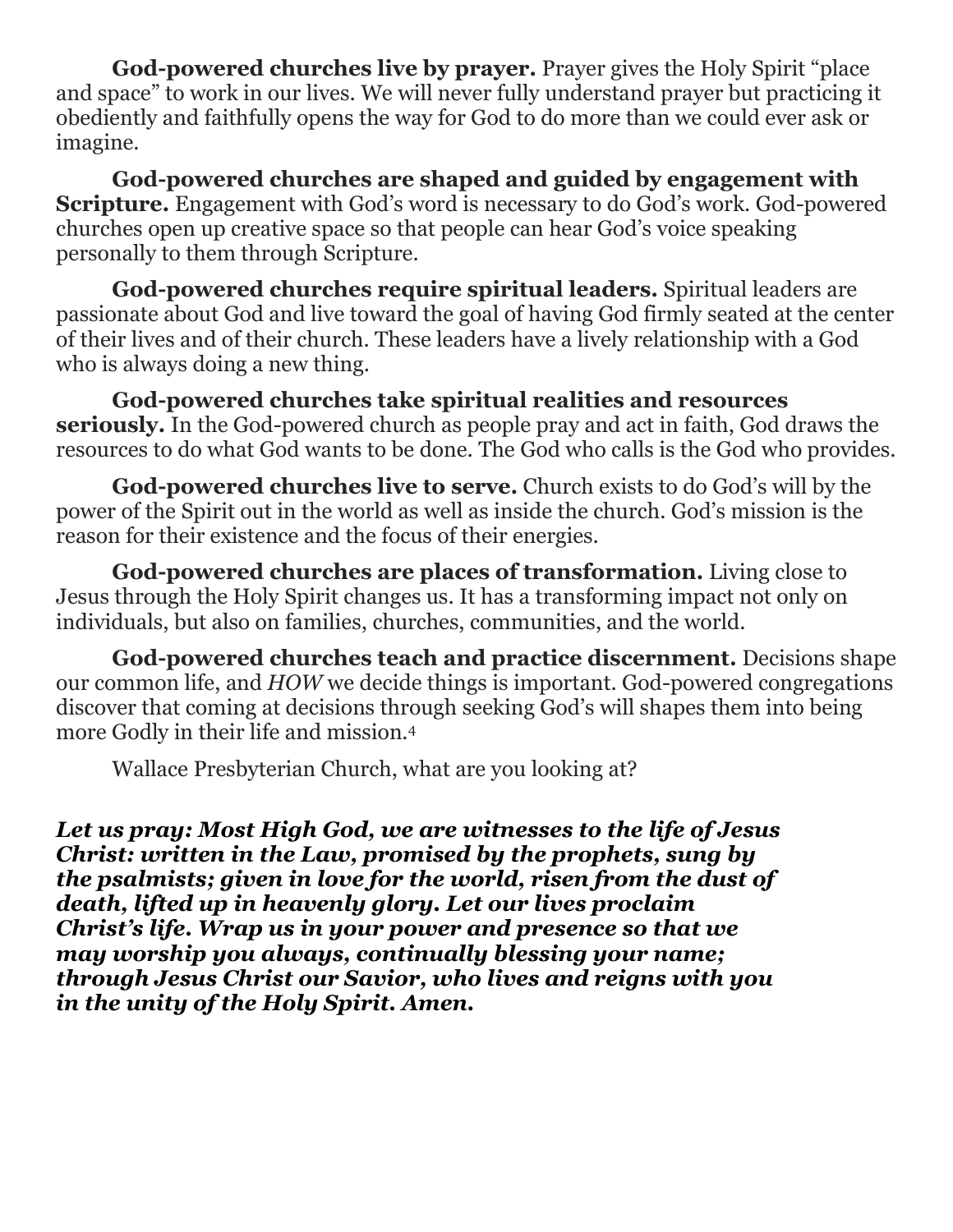**God-powered churches live by prayer.** Prayer gives the Holy Spirit "place and space" to work in our lives. We will never fully understand prayer but practicing it obediently and faithfully opens the way for God to do more than we could ever ask or imagine.

**God-powered churches are shaped and guided by engagement with Scripture.** Engagement with God's word is necessary to do God's work. God-powered churches open up creative space so that people can hear God's voice speaking personally to them through Scripture.

**God-powered churches require spiritual leaders.** Spiritual leaders are passionate about God and live toward the goal of having God firmly seated at the center of their lives and of their church. These leaders have a lively relationship with a God who is always doing a new thing.

**God-powered churches take spiritual realities and resources seriously.** In the God-powered church as people pray and act in faith, God draws the resources to do what God wants to be done. The God who calls is the God who provides.

**God-powered churches live to serve.** Church exists to do God's will by the power of the Spirit out in the world as well as inside the church. God's mission is the reason for their existence and the focus of their energies.

**God-powered churches are places of transformation.** Living close to Jesus through the Holy Spirit changes us. It has a transforming impact not only on individuals, but also on families, churches, communities, and the world.

**God-powered churches teach and practice discernment.** Decisions shape our common life, and *HOW* we decide things is important. God-powered congregations discover that coming at decisions through seeking God's will shapes them into being more Godly in their life and mission.[4]

Wallace Presbyterian Church, what are you looking at?

***Let us pray: Most High God, we are witnesses to the life of Jesus Christ: written in the Law, promised by the prophets, sung by the psalmists; given in love for the world, risen from the dust of death, lifted up in heavenly glory. Let our lives proclaim Christ's life. Wrap us in your power and presence so that we may worship you always, continually blessing your name; through Jesus Christ our Savior, who lives and reigns with you in the unity of the Holy Spirit. Amen.***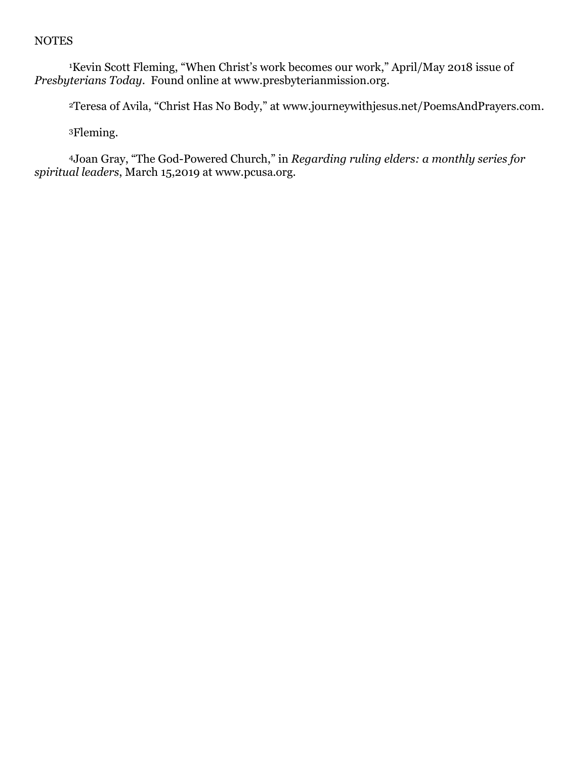NOTES

[1]Kevin Scott Fleming, "When Christ's work becomes our work," April/May 2018 issue of *Presbyterians Today*. Found online at www.presbyterianmission.org.

[2]Teresa of Avila, "Christ Has No Body," at www.journeywithjesus.net/PoemsAndPrayers.com.

[3]Fleming.

[4]Joan Gray, "The God-Powered Church," in *Regarding ruling elders: a monthly series for spiritual leaders*, March 15,2019 at www.pcusa.org.